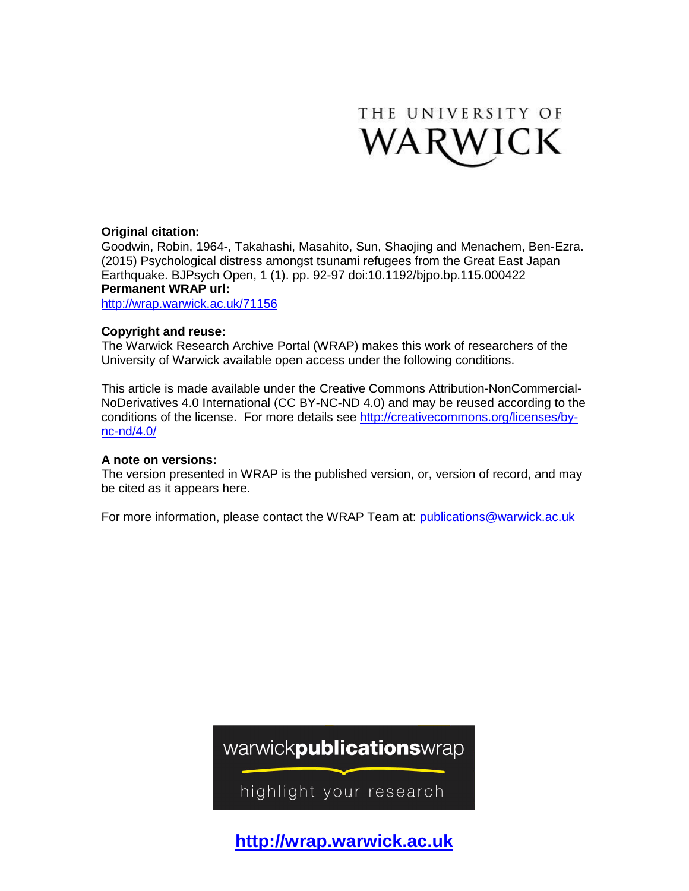THE UNIVERSITY OF WARWICK

**Original citation:**
Goodwin, Robin, 1964-, Takahashi, Masahito, Sun, Shaojing and Menachem, Ben-Ezra. (2015) Psychological distress amongst tsunami refugees from the Great East Japan Earthquake. BJPsych Open, 1 (1). pp. 92-97 doi:10.1192/bjpo.bp.115.000422

**Permanent WRAP url:**
http://wrap.warwick.ac.uk/71156

**Copyright and reuse:**
The Warwick Research Archive Portal (WRAP) makes this work of researchers of the University of Warwick available open access under the following conditions.

This article is made available under the Creative Commons Attribution-NonCommercial-NoDerivatives 4.0 International (CC BY-NC-ND 4.0) and may be reused according to the conditions of the license. For more details see http://creativecommons.org/licenses/by-nc-nd/4.0/

**A note on versions:**
The version presented in WRAP is the published version, or, version of record, and may be cited as it appears here.

For more information, please contact the WRAP Team at: publications@warwick.ac.uk

warwick**publications**wrap

highlight your research

**http://wrap.warwick.ac.uk**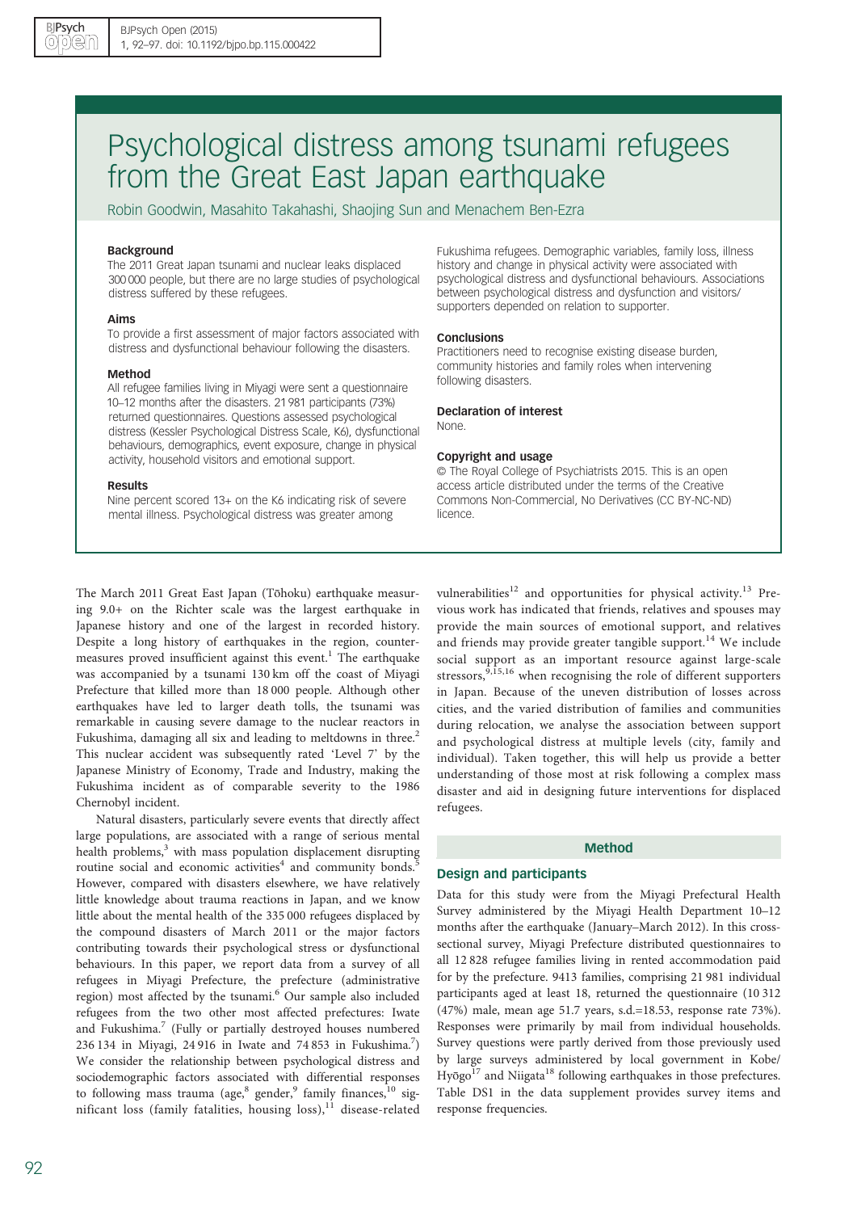# Psychological distress among tsunami refugees from the Great East Japan earthquake

Robin Goodwin, Masahito Takahashi, Shaojing Sun and Menachem Ben-Ezra

### Background

The 2011 Great Japan tsunami and nuclear leaks displaced 300 000 people, but there are no large studies of psychological distress suffered by these refugees.

### Aims

To provide a first assessment of major factors associated with distress and dysfunctional behaviour following the disasters.

### Method

All refugee families living in Miyagi were sent a questionnaire 10–12 months after the disasters. 21 981 participants (73%) returned questionnaires. Questions assessed psychological distress (Kessler Psychological Distress Scale, K6), dysfunctional behaviours, demographics, event exposure, change in physical activity, household visitors and emotional support.

### Results

Nine percent scored 13+ on the K6 indicating risk of severe mental illness. Psychological distress was greater among Fukushima refugees. Demographic variables, family loss, illness history and change in physical activity were associated with psychological distress and dysfunctional behaviours. Associations between psychological distress and dysfunction and visitors/supporters depended on relation to supporter.

### Conclusions

Practitioners need to recognise existing disease burden, community histories and family roles when intervening following disasters.

### Declaration of interest

None.

### Copyright and usage

© The Royal College of Psychiatrists 2015. This is an open access article distributed under the terms of the Creative Commons Non-Commercial, No Derivatives (CC BY-NC-ND) licence.

The March 2011 Great East Japan (Tōhoku) earthquake measuring 9.0+ on the Richter scale was the largest earthquake in Japanese history and one of the largest in recorded history. Despite a long history of earthquakes in the region, countermeasures proved insufficient against this event.[1] The earthquake was accompanied by a tsunami 130 km off the coast of Miyagi Prefecture that killed more than 18 000 people. Although other earthquakes have led to larger death tolls, the tsunami was remarkable in causing severe damage to the nuclear reactors in Fukushima, damaging all six and leading to meltdowns in three.[2] This nuclear accident was subsequently rated 'Level 7' by the Japanese Ministry of Economy, Trade and Industry, making the Fukushima incident as of comparable severity to the 1986 Chernobyl incident.

Natural disasters, particularly severe events that directly affect large populations, are associated with a range of serious mental health problems,[3] with mass population displacement disrupting routine social and economic activities[4] and community bonds.[5] However, compared with disasters elsewhere, we have relatively little knowledge about trauma reactions in Japan, and we know little about the mental health of the 335 000 refugees displaced by the compound disasters of March 2011 or the major factors contributing towards their psychological stress or dysfunctional behaviours. In this paper, we report data from a survey of all refugees in Miyagi Prefecture, the prefecture (administrative region) most affected by the tsunami.[6] Our sample also included refugees from the two other most affected prefectures: Iwate and Fukushima.[7] (Fully or partially destroyed houses numbered 236 134 in Miyagi, 24 916 in Iwate and 74 853 in Fukushima.[7]) We consider the relationship between psychological distress and sociodemographic factors associated with differential responses to following mass trauma (age,[8] gender,[9] family finances,[10] significant loss (family fatalities, housing loss),[11] disease-related vulnerabilities[12] and opportunities for physical activity.[13] Previous work has indicated that friends, relatives and spouses may provide the main sources of emotional support, and relatives and friends may provide greater tangible support.[14] We include social support as an important resource against large-scale stressors,[9,15,16] when recognising the role of different supporters in Japan. Because of the uneven distribution of losses across cities, and the varied distribution of families and communities during relocation, we analyse the association between support and psychological distress at multiple levels (city, family and individual). Taken together, this will help us provide a better understanding of those most at risk following a complex mass disaster and aid in designing future interventions for displaced refugees.

## Method

### Design and participants

Data for this study were from the Miyagi Prefectural Health Survey administered by the Miyagi Health Department 10–12 months after the earthquake (January–March 2012). In this cross-sectional survey, Miyagi Prefecture distributed questionnaires to all 12 828 refugee families living in rented accommodation paid for by the prefecture. 9413 families, comprising 21 981 individual participants aged at least 18, returned the questionnaire (10 312 (47%) male, mean age 51.7 years, s.d.=18.53, response rate 73%). Responses were primarily by mail from individual households. Survey questions were partly derived from those previously used by large surveys administered by local government in Kobe/Hyōgo[17] and Niigata[18] following earthquakes in those prefectures. Table DS1 in the data supplement provides survey items and response frequencies.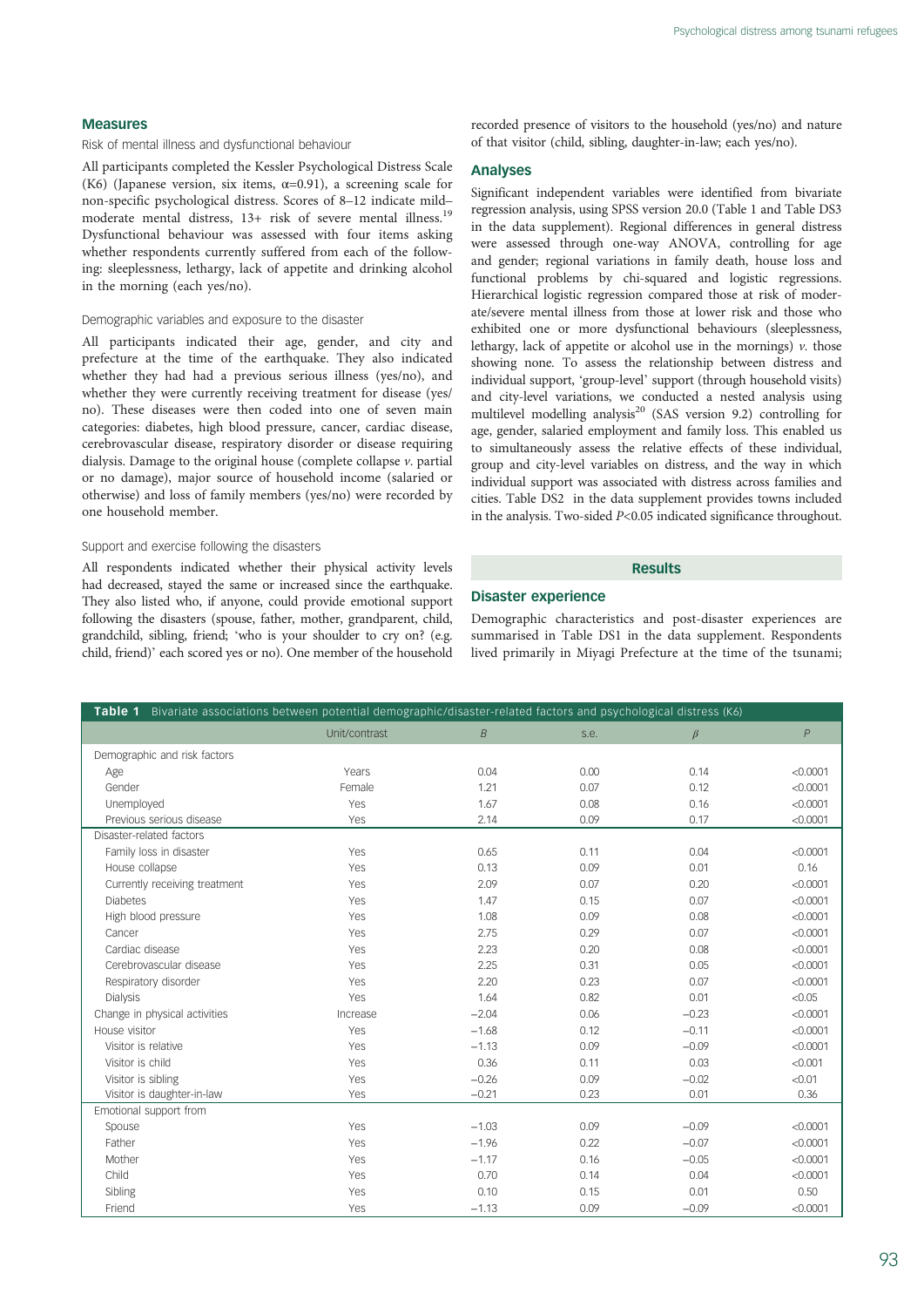## Measures

### Risk of mental illness and dysfunctional behaviour

All participants completed the Kessler Psychological Distress Scale (K6) (Japanese version, six items, α=0.91), a screening scale for non-specific psychological distress. Scores of 8–12 indicate mild–moderate mental distress, 13+ risk of severe mental illness.[19] Dysfunctional behaviour was assessed with four items asking whether respondents currently suffered from each of the following: sleeplessness, lethargy, lack of appetite and drinking alcohol in the morning (each yes/no).

### Demographic variables and exposure to the disaster

All participants indicated their age, gender, and city and prefecture at the time of the earthquake. They also indicated whether they had had a previous serious illness (yes/no), and whether they were currently receiving treatment for disease (yes/no). These diseases were then coded into one of seven main categories: diabetes, high blood pressure, cancer, cardiac disease, cerebrovascular disease, respiratory disorder or disease requiring dialysis. Damage to the original house (complete collapse *v.* partial or no damage), major source of household income (salaried or otherwise) and loss of family members (yes/no) were recorded by one household member.

### Support and exercise following the disasters

All respondents indicated whether their physical activity levels had decreased, stayed the same or increased since the earthquake. They also listed who, if anyone, could provide emotional support following the disasters (spouse, father, mother, grandparent, child, grandchild, sibling, friend; 'who is your shoulder to cry on? (e.g. child, friend)' each scored yes or no). One member of the household recorded presence of visitors to the household (yes/no) and nature of that visitor (child, sibling, daughter-in-law; each yes/no).

## Analyses

Significant independent variables were identified from bivariate regression analysis, using SPSS version 20.0 (Table 1 and Table DS3 in the data supplement). Regional differences in general distress were assessed through one-way ANOVA, controlling for age and gender; regional variations in family death, house loss and functional problems by chi-squared and logistic regressions. Hierarchical logistic regression compared those at risk of moderate/severe mental illness from those at lower risk and those who exhibited one or more dysfunctional behaviours (sleeplessness, lethargy, lack of appetite or alcohol use in the mornings) *v.* those showing none. To assess the relationship between distress and individual support, 'group-level' support (through household visits) and city-level variations, we conducted a nested analysis using multilevel modelling analysis[20] (SAS version 9.2) controlling for age, gender, salaried employment and family loss. This enabled us to simultaneously assess the relative effects of these individual, group and city-level variables on distress, and the way in which individual support was associated with distress across families and cities. Table DS2 in the data supplement provides towns included in the analysis. Two-sided $P<0.05$ indicated significance throughout.

# Results

## Disaster experience

Demographic characteristics and post-disaster experiences are summarised in Table DS1 in the data supplement. Respondents lived primarily in Miyagi Prefecture at the time of the tsunami;

**Table 1** Bivariate associations between potential demographic/disaster-related factors and psychological distress (K6)

| | Unit/contrast | *B* | s.e. | *β* | *P* |
|---|---|---|---|---|---|
| Demographic and risk factors | | | | | |
| Age | Years | 0.04 | 0.00 | 0.14 | <0.0001 |
| Gender | Female | 1.21 | 0.07 | 0.12 | <0.0001 |
| Unemployed | Yes | 1.67 | 0.08 | 0.16 | <0.0001 |
| Previous serious disease | Yes | 2.14 | 0.09 | 0.17 | <0.0001 |
| Disaster-related factors | | | | | |
| Family loss in disaster | Yes | 0.65 | 0.11 | 0.04 | <0.0001 |
| House collapse | Yes | 0.13 | 0.09 | 0.01 | 0.16 |
| Currently receiving treatment | Yes | 2.09 | 0.07 | 0.20 | <0.0001 |
| Diabetes | Yes | 1.47 | 0.15 | 0.07 | <0.0001 |
| High blood pressure | Yes | 1.08 | 0.09 | 0.08 | <0.0001 |
| Cancer | Yes | 2.75 | 0.29 | 0.07 | <0.0001 |
| Cardiac disease | Yes | 2.23 | 0.20 | 0.08 | <0.0001 |
| Cerebrovascular disease | Yes | 2.25 | 0.31 | 0.05 | <0.0001 |
| Respiratory disorder | Yes | 2.20 | 0.23 | 0.07 | <0.0001 |
| Dialysis | Yes | 1.64 | 0.82 | 0.01 | <0.05 |
| Change in physical activities | Increase | −2.04 | 0.06 | −0.23 | <0.0001 |
| House visitor | Yes | −1.68 | 0.12 | −0.11 | <0.0001 |
| Visitor is relative | Yes | −1.13 | 0.09 | −0.09 | <0.0001 |
| Visitor is child | Yes | 0.36 | 0.11 | 0.03 | <0.001 |
| Visitor is sibling | Yes | −0.26 | 0.09 | −0.02 | <0.01 |
| Visitor is daughter-in-law | Yes | −0.21 | 0.23 | 0.01 | 0.36 |
| Emotional support from | | | | | |
| Spouse | Yes | −1.03 | 0.09 | −0.09 | <0.0001 |
| Father | Yes | −1.96 | 0.22 | −0.07 | <0.0001 |
| Mother | Yes | −1.17 | 0.16 | −0.05 | <0.0001 |
| Child | Yes | 0.70 | 0.14 | 0.04 | <0.0001 |
| Sibling | Yes | 0.10 | 0.15 | 0.01 | 0.50 |
| Friend | Yes | −1.13 | 0.09 | −0.09 | <0.0001 |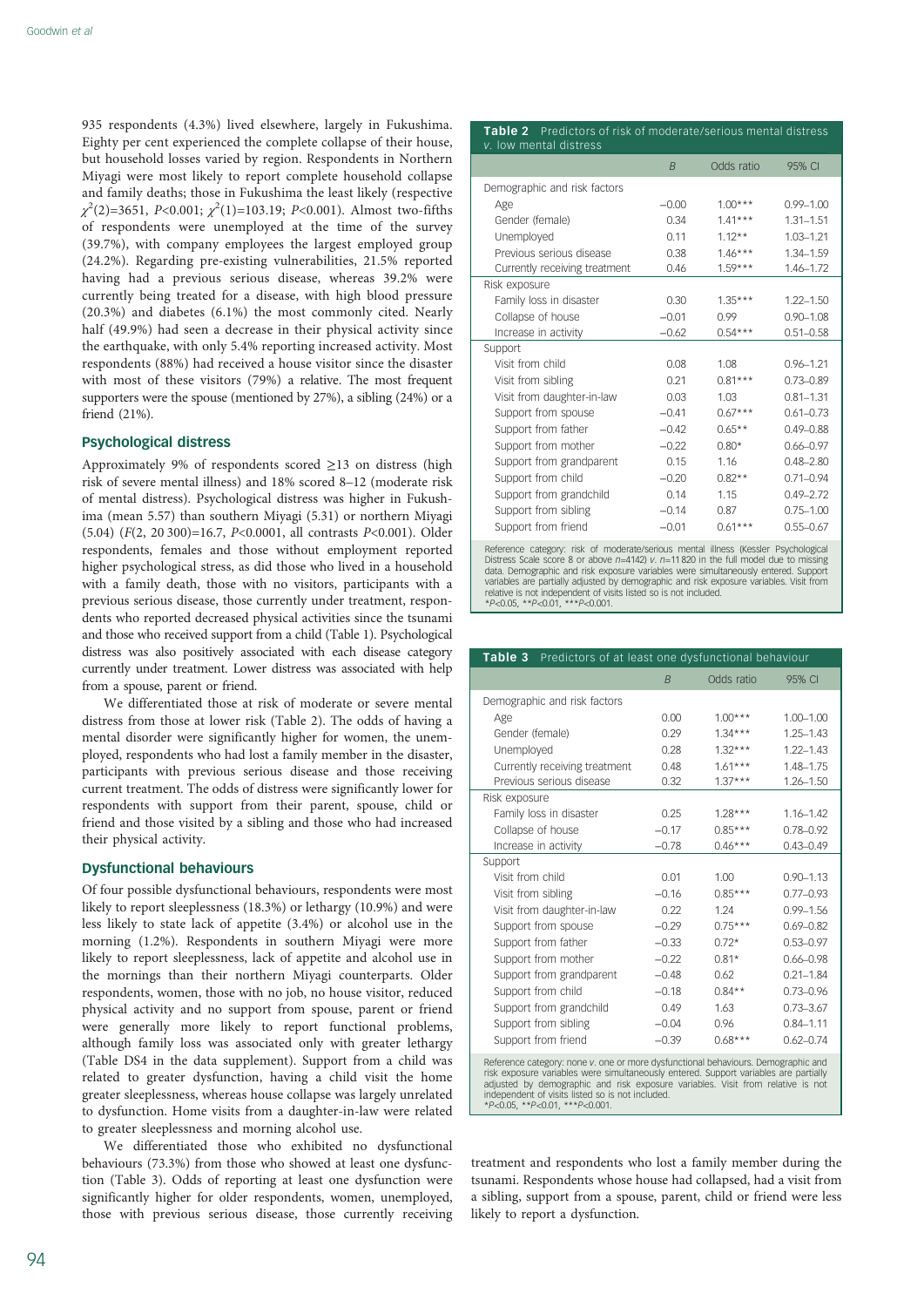935 respondents (4.3%) lived elsewhere, largely in Fukushima. Eighty per cent experienced the complete collapse of their house, but household losses varied by region. Respondents in Northern Miyagi were most likely to report complete household collapse and family deaths; those in Fukushima the least likely (respective $\chi^2(2)=3651$, $P<0.001$; $\chi^2(1)=103.19$; $P<0.001$). Almost two-fifths of respondents were unemployed at the time of the survey (39.7%), with company employees the largest employed group (24.2%). Regarding pre-existing vulnerabilities, 21.5% reported having had a previous serious disease, whereas 39.2% were currently being treated for a disease, with high blood pressure (20.3%) and diabetes (6.1%) the most commonly cited. Nearly half (49.9%) had seen a decrease in their physical activity since the earthquake, with only 5.4% reporting increased activity. Most respondents (88%) had received a house visitor since the disaster with most of these visitors (79%) a relative. The most frequent supporters were the spouse (mentioned by 27%), a sibling (24%) or a friend (21%).

## Psychological distress

Approximately 9% of respondents scored ≥13 on distress (high risk of severe mental illness) and 18% scored 8–12 (moderate risk of mental distress). Psychological distress was higher in Fukushima (mean 5.57) than southern Miyagi (5.31) or northern Miyagi (5.04) ($F(2, 20\,300)=16.7$, $P<0.0001$, all contrasts $P<0.001$). Older respondents, females and those without employment reported higher psychological stress, as did those who lived in a household with a family death, those with no visitors, participants with a previous serious disease, those currently under treatment, respondents who reported decreased physical activities since the tsunami and those who received support from a child (Table 1). Psychological distress was also positively associated with each disease category currently under treatment. Lower distress was associated with help from a spouse, parent or friend.

We differentiated those at risk of moderate or severe mental distress from those at lower risk (Table 2). The odds of having a mental disorder were significantly higher for women, the unemployed, respondents who had lost a family member in the disaster, participants with previous serious disease and those receiving current treatment. The odds of distress were significantly lower for respondents with support from their parent, spouse, child or friend and those visited by a sibling and those who had increased their physical activity.

## Dysfunctional behaviours

Of four possible dysfunctional behaviours, respondents were most likely to report sleeplessness (18.3%) or lethargy (10.9%) and were less likely to state lack of appetite (3.4%) or alcohol use in the morning (1.2%). Respondents in southern Miyagi were more likely to report sleeplessness, lack of appetite and alcohol use in the mornings than their northern Miyagi counterparts. Older respondents, women, those with no job, no house visitor, reduced physical activity and no support from spouse, parent or friend were generally more likely to report functional problems, although family loss was associated only with greater lethargy (Table DS4 in the data supplement). Support from a child was related to greater dysfunction, having a child visit the home greater sleeplessness, whereas house collapse was largely unrelated to dysfunction. Home visits from a daughter-in-law were related to greater sleeplessness and morning alcohol use.

We differentiated those who exhibited no dysfunctional behaviours (73.3%) from those who showed at least one dysfunction (Table 3). Odds of reporting at least one dysfunction were significantly higher for older respondents, women, unemployed, those with previous serious disease, those currently receiving treatment and respondents who lost a family member during the tsunami. Respondents whose house had collapsed, had a visit from a sibling, support from a spouse, parent, child or friend were less likely to report a dysfunction.

**Table 2** Predictors of risk of moderate/serious mental distress *v.* low mental distress

| | *B* | Odds ratio | 95% CI |
|---|---|---|---|
| Demographic and risk factors | | | |
| Age | −0.00 | 1.00*** | 0.99–1.00 |
| Gender (female) | 0.34 | 1.41*** | 1.31–1.51 |
| Unemployed | 0.11 | 1.12** | 1.03–1.21 |
| Previous serious disease | 0.38 | 1.46*** | 1.34–1.59 |
| Currently receiving treatment | 0.46 | 1.59*** | 1.46–1.72 |
| Risk exposure | | | |
| Family loss in disaster | 0.30 | 1.35*** | 1.22–1.50 |
| Collapse of house | −0.01 | 0.99 | 0.90–1.08 |
| Increase in activity | −0.62 | 0.54*** | 0.51–0.58 |
| Support | | | |
| Visit from child | 0.08 | 1.08 | 0.96–1.21 |
| Visit from sibling | 0.21 | 0.81*** | 0.73–0.89 |
| Visit from daughter-in-law | 0.03 | 1.03 | 0.81–1.31 |
| Support from spouse | −0.41 | 0.67*** | 0.61–0.73 |
| Support from father | −0.42 | 0.65** | 0.49–0.88 |
| Support from mother | −0.22 | 0.80* | 0.66–0.97 |
| Support from grandparent | 0.15 | 1.16 | 0.48–2.80 |
| Support from child | −0.20 | 0.82** | 0.71–0.94 |
| Support from grandchild | 0.14 | 1.15 | 0.49–2.72 |
| Support from sibling | −0.14 | 0.87 | 0.75–1.00 |
| Support from friend | −0.01 | 0.61*** | 0.55–0.67 |

Reference category: risk of moderate/serious mental illness (Kessler Psychological Distress Scale score 8 or above $n$=4142) *v.* $n$=11 820 in the full model due to missing data. Demographic and risk exposure variables were simultaneously entered. Support variables are partially adjusted by demographic and risk exposure variables. Visit from relative is not independent of visits listed so is not included.
*$P$<0.05, **$P$<0.01, ***$P$<0.001.

**Table 3** Predictors of at least one dysfunctional behaviour

| | *B* | Odds ratio | 95% CI |
|---|---|---|---|
| Demographic and risk factors | | | |
| Age | 0.00 | 1.00*** | 1.00–1.00 |
| Gender (female) | 0.29 | 1.34*** | 1.25–1.43 |
| Unemployed | 0.28 | 1.32*** | 1.22–1.43 |
| Currently receiving treatment | 0.48 | 1.61*** | 1.48–1.75 |
| Previous serious disease | 0.32 | 1.37*** | 1.26–1.50 |
| Risk exposure | | | |
| Family loss in disaster | 0.25 | 1.28*** | 1.16–1.42 |
| Collapse of house | −0.17 | 0.85*** | 0.78–0.92 |
| Increase in activity | −0.78 | 0.46*** | 0.43–0.49 |
| Support | | | |
| Visit from child | 0.01 | 1.00 | 0.90–1.13 |
| Visit from sibling | −0.16 | 0.85*** | 0.77–0.93 |
| Visit from daughter-in-law | 0.22 | 1.24 | 0.99–1.56 |
| Support from spouse | −0.29 | 0.75*** | 0.69–0.82 |
| Support from father | −0.33 | 0.72* | 0.53–0.97 |
| Support from mother | −0.22 | 0.81* | 0.66–0.98 |
| Support from grandparent | −0.48 | 0.62 | 0.21–1.84 |
| Support from child | −0.18 | 0.84** | 0.73–0.96 |
| Support from grandchild | 0.49 | 1.63 | 0.73–3.67 |
| Support from sibling | −0.04 | 0.96 | 0.84–1.11 |
| Support from friend | −0.39 | 0.68*** | 0.62–0.74 |

Reference category: none *v.* one or more dysfunctional behaviours. Demographic and risk exposure variables were simultaneously entered. Support variables are partially adjusted by demographic and risk exposure variables. Visit from relative is not independent of visits listed so is not included.
*$P$<0.05, **$P$<0.01, ***$P$<0.001.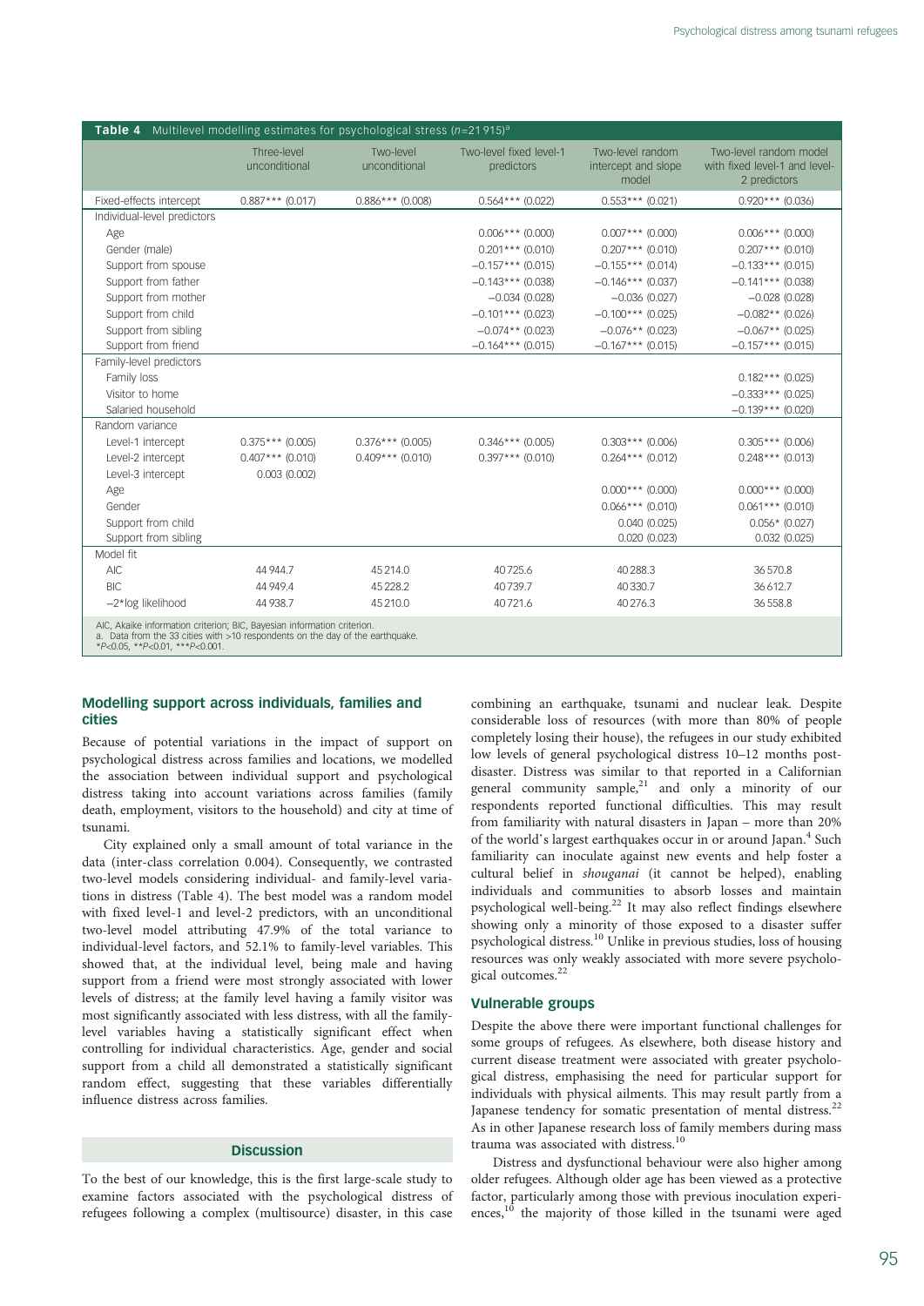**Table 4** Multilevel modelling estimates for psychological stress ($n$=21 915)[a]

| | Three-level unconditional | Two-level unconditional | Two-level fixed level-1 predictors | Two-level random intercept and slope model | Two-level random model with fixed level-1 and level-2 predictors |
|---|---|---|---|---|---|
| Fixed-effects intercept | 0.887*** (0.017) | 0.886*** (0.008) | 0.564*** (0.022) | 0.553*** (0.021) | 0.920*** (0.036) |
| Individual-level predictors | | | | | |
| Age | | | 0.006*** (0.000) | 0.007*** (0.000) | 0.006*** (0.000) |
| Gender (male) | | | 0.201*** (0.010) | 0.207*** (0.010) | 0.207*** (0.010) |
| Support from spouse | | | −0.157*** (0.015) | −0.155*** (0.014) | −0.133*** (0.015) |
| Support from father | | | −0.143*** (0.038) | −0.146*** (0.037) | −0.141*** (0.038) |
| Support from mother | | | −0.034 (0.028) | −0.036 (0.027) | −0.028 (0.028) |
| Support from child | | | −0.101*** (0.023) | −0.100*** (0.025) | −0.082** (0.026) |
| Support from sibling | | | −0.074** (0.023) | −0.076** (0.023) | −0.067** (0.025) |
| Support from friend | | | −0.164*** (0.015) | −0.167*** (0.015) | −0.157*** (0.015) |
| Family-level predictors | | | | | |
| Family loss | | | | | 0.182*** (0.025) |
| Visitor to home | | | | | −0.333*** (0.025) |
| Salaried household | | | | | −0.139*** (0.020) |
| Random variance | | | | | |
| Level-1 intercept | 0.375*** (0.005) | 0.376*** (0.005) | 0.346*** (0.005) | 0.303*** (0.006) | 0.305*** (0.006) |
| Level-2 intercept | 0.407*** (0.010) | 0.409*** (0.010) | 0.397*** (0.010) | 0.264*** (0.012) | 0.248*** (0.013) |
| Level-3 intercept | 0.003 (0.002) | | | | |
| Age | | | | 0.000*** (0.000) | 0.000*** (0.000) |
| Gender | | | | 0.066*** (0.010) | 0.061*** (0.010) |
| Support from child | | | | 0.040 (0.025) | 0.056* (0.027) |
| Support from sibling | | | | 0.020 (0.023) | 0.032 (0.025) |
| Model fit | | | | | |
| AIC | 44 944.7 | 45 214.0 | 40 725.6 | 40 288.3 | 36 570.8 |
| BIC | 44 949.4 | 45 228.2 | 40 739.7 | 40 330.7 | 36 612.7 |
| −2*log likelihood | 44 938.7 | 45 210.0 | 40 721.6 | 40 276.3 | 36 558.8 |

AIC, Akaike information criterion; BIC, Bayesian information criterion.
a. Data from the 33 cities with >10 respondents on the day of the earthquake.
*$P$<0.05, **$P$<0.01, ***$P$<0.001.

### Modelling support across individuals, families and cities

Because of potential variations in the impact of support on psychological distress across families and locations, we modelled the association between individual support and psychological distress taking into account variations across families (family death, employment, visitors to the household) and city at time of tsunami.

City explained only a small amount of total variance in the data (inter-class correlation 0.004). Consequently, we contrasted two-level models considering individual- and family-level variations in distress (Table 4). The best model was a random model with fixed level-1 and level-2 predictors, with an unconditional two-level model attributing 47.9% of the total variance to individual-level factors, and 52.1% to family-level variables. This showed that, at the individual level, being male and having support from a friend were most strongly associated with lower levels of distress; at the family level having a family visitor was most significantly associated with less distress, with all the family-level variables having a statistically significant effect when controlling for individual characteristics. Age, gender and social support from a child all demonstrated a statistically significant random effect, suggesting that these variables differentially influence distress across families.

## Discussion

To the best of our knowledge, this is the first large-scale study to examine factors associated with the psychological distress of refugees following a complex (multisource) disaster, in this case combining an earthquake, tsunami and nuclear leak. Despite considerable loss of resources (with more than 80% of people completely losing their house), the refugees in our study exhibited low levels of general psychological distress 10–12 months post-disaster. Distress was similar to that reported in a Californian general community sample,[21] and only a minority of our respondents reported functional difficulties. This may result from familiarity with natural disasters in Japan – more than 20% of the world's largest earthquakes occur in or around Japan.[4] Such familiarity can inoculate against new events and help foster a cultural belief in *shouganai* (it cannot be helped), enabling individuals and communities to absorb losses and maintain psychological well-being.[22] It may also reflect findings elsewhere showing only a minority of those exposed to a disaster suffer psychological distress.[10] Unlike in previous studies, loss of housing resources was only weakly associated with more severe psychological outcomes.[22]

### Vulnerable groups

Despite the above there were important functional challenges for some groups of refugees. As elsewhere, both disease history and current disease treatment were associated with greater psychological distress, emphasising the need for particular support for individuals with physical ailments. This may result partly from a Japanese tendency for somatic presentation of mental distress.[22] As in other Japanese research loss of family members during mass trauma was associated with distress.[10]

Distress and dysfunctional behaviour were also higher among older refugees. Although older age has been viewed as a protective factor, particularly among those with previous inoculation experiences,[10] the majority of those killed in the tsunami were aged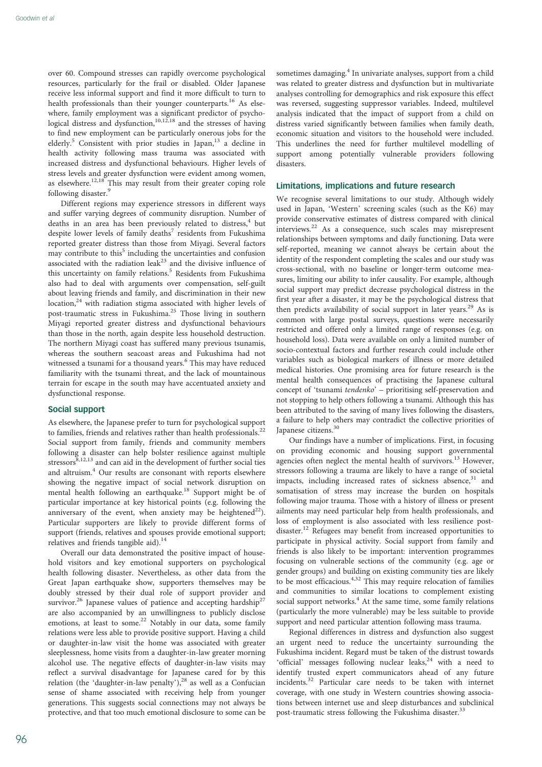over 60. Compound stresses can rapidly overcome psychological resources, particularly for the frail or disabled. Older Japanese receive less informal support and find it more difficult to turn to health professionals than their younger counterparts.[16] As elsewhere, family employment was a significant predictor of psychological distress and dysfunction,[10,12,18] and the stresses of having to find new employment can be particularly onerous jobs for the elderly.[5] Consistent with prior studies in Japan,[13] a decline in health activity following mass trauma was associated with increased distress and dysfunctional behaviours. Higher levels of stress levels and greater dysfunction were evident among women, as elsewhere.[12,18] This may result from their greater coping role following disaster.[9]

Different regions may experience stressors in different ways and suffer varying degrees of community disruption. Number of deaths in an area has been previously related to distress,[4] but despite lower levels of family deaths[7] residents from Fukushima reported greater distress than those from Miyagi. Several factors may contribute to this[5] including the uncertainties and confusion associated with the radiation leak[23] and the divisive influence of this uncertainty on family relations.[5] Residents from Fukushima also had to deal with arguments over compensation, self-guilt about leaving friends and family, and discrimination in their new location,[24] with radiation stigma associated with higher levels of post-traumatic stress in Fukushima.[25] Those living in southern Miyagi reported greater distress and dysfunctional behaviours than those in the north, again despite less household destruction. The northern Miyagi coast has suffered many previous tsunamis, whereas the southern seacoast areas and Fukushima had not witnessed a tsunami for a thousand years.[6] This may have reduced familiarity with the tsunami threat, and the lack of mountainous terrain for escape in the south may have accentuated anxiety and dysfunctional response.

## Social support

As elsewhere, the Japanese prefer to turn for psychological support to families, friends and relatives rather than health professionals.[22] Social support from family, friends and community members following a disaster can help bolster resilience against multiple stressors[8,12,13] and can aid in the development of further social ties and altruism.[4] Our results are consonant with reports elsewhere showing the negative impact of social network disruption on mental health following an earthquake.[18] Support might be of particular importance at key historical points (e.g. following the anniversary of the event, when anxiety may be heightened[22]). Particular supporters are likely to provide different forms of support (friends, relatives and spouses provide emotional support; relatives and friends tangible aid).[14]

Overall our data demonstrated the positive impact of household visitors and key emotional supporters on psychological health following disaster. Nevertheless, as other data from the Great Japan earthquake show, supporters themselves may be doubly stressed by their dual role of support provider and survivor.[26] Japanese values of patience and accepting hardship[27] are also accompanied by an unwillingness to publicly disclose emotions, at least to some.[22] Notably in our data, some family relations were less able to provide positive support. Having a child or daughter-in-law visit the home was associated with greater sleeplessness, home visits from a daughter-in-law greater morning alcohol use. The negative effects of daughter-in-law visits may reflect a survival disadvantage for Japanese cared for by this relation (the 'daughter-in-law penalty'),[28] as well as a Confucian sense of shame associated with receiving help from younger generations. This suggests social connections may not always be protective, and that too much emotional disclosure to some can be sometimes damaging.[4] In univariate analyses, support from a child was related to greater distress and dysfunction but in multivariate analyses controlling for demographics and risk exposure this effect was reversed, suggesting suppressor variables. Indeed, multilevel analysis indicated that the impact of support from a child on distress varied significantly between families when family death, economic situation and visitors to the household were included. This underlines the need for further multilevel modelling of support among potentially vulnerable providers following disasters.

## Limitations, implications and future research

We recognise several limitations to our study. Although widely used in Japan, 'Western' screening scales (such as the K6) may provide conservative estimates of distress compared with clinical interviews.[22] As a consequence, such scales may misrepresent relationships between symptoms and daily functioning. Data were self-reported, meaning we cannot always be certain about the identity of the respondent completing the scales and our study was cross-sectional, with no baseline or longer-term outcome measures, limiting our ability to infer causality. For example, although social support may predict decrease psychological distress in the first year after a disaster, it may be the psychological distress that then predicts availability of social support in later years.[29] As is common with large postal surveys, questions were necessarily restricted and offered only a limited range of responses (e.g. on household loss). Data were available on only a limited number of socio-contextual factors and further research could include other variables such as biological markers of illness or more detailed medical histories. One promising area for future research is the mental health consequences of practising the Japanese cultural concept of 'tsunami *tendenko*' – prioritising self-preservation and not stopping to help others following a tsunami. Although this has been attributed to the saving of many lives following the disasters, a failure to help others may contradict the collective priorities of Japanese citizens.[30]

Our findings have a number of implications. First, in focusing on providing economic and housing support governmental agencies often neglect the mental health of survivors.[13] However, stressors following a trauma are likely to have a range of societal impacts, including increased rates of sickness absence,[31] and somatisation of stress may increase the burden on hospitals following major trauma. Those with a history of illness or present ailments may need particular help from health professionals, and loss of employment is also associated with less resilience post-disaster.[12] Refugees may benefit from increased opportunities to participate in physical activity. Social support from family and friends is also likely to be important: intervention programmes focusing on vulnerable sections of the community (e.g. age or gender groups) and building on existing community ties are likely to be most efficacious.[4,32] This may require relocation of families and communities to similar locations to complement existing social support networks.[4] At the same time, some family relations (particularly the more vulnerable) may be less suitable to provide support and need particular attention following mass trauma.

Regional differences in distress and dysfunction also suggest an urgent need to reduce the uncertainty surrounding the Fukushima incident. Regard must be taken of the distrust towards 'official' messages following nuclear leaks,[24] with a need to identify trusted expert communicators ahead of any future incidents.[32] Particular care needs to be taken with internet coverage, with one study in Western countries showing associations between internet use and sleep disturbances and subclinical post-traumatic stress following the Fukushima disaster.[33]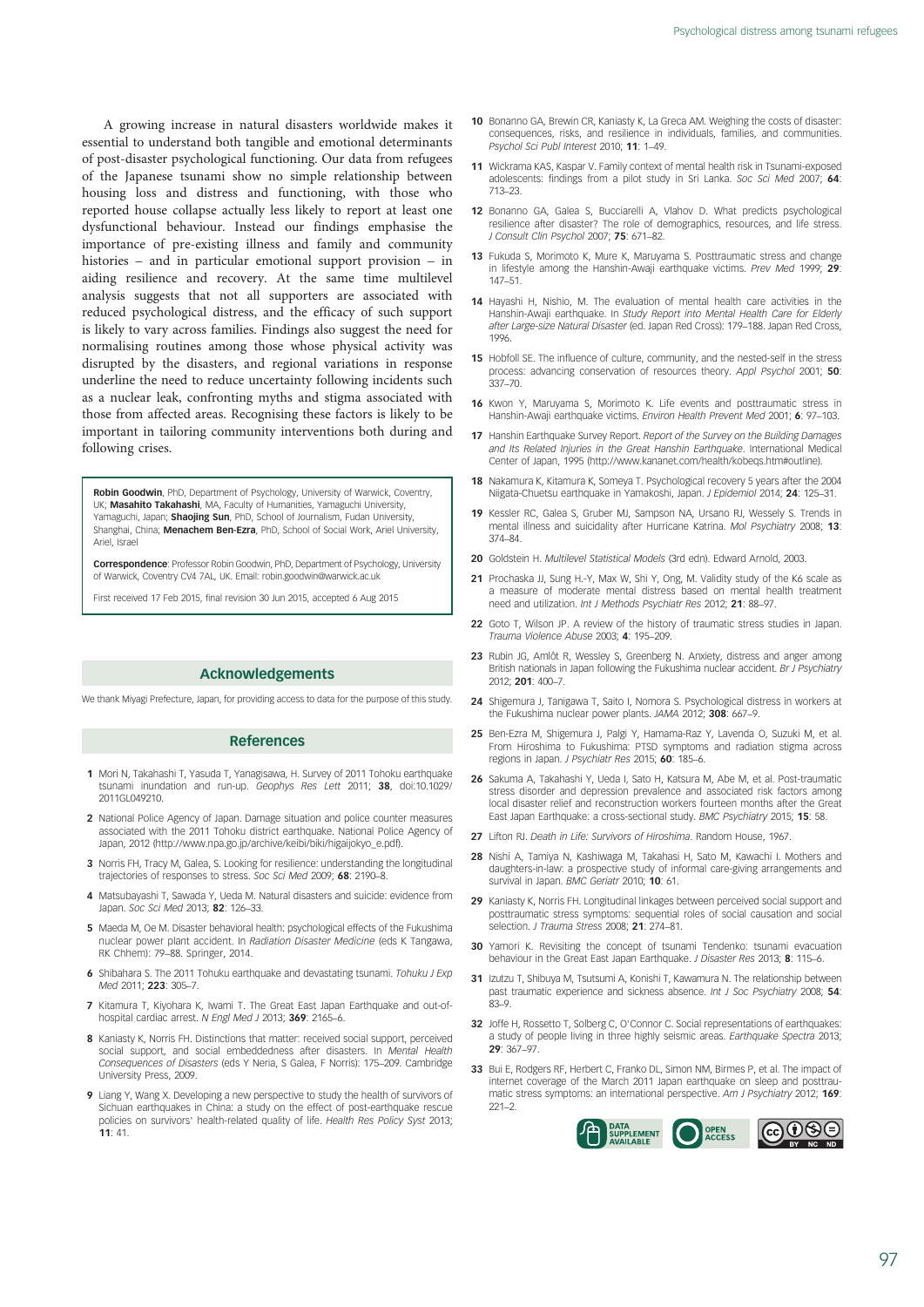A growing increase in natural disasters worldwide makes it essential to understand both tangible and emotional determinants of post-disaster psychological functioning. Our data from refugees of the Japanese tsunami show no simple relationship between housing loss and distress and functioning, with those who reported house collapse actually less likely to report at least one dysfunctional behaviour. Instead our findings emphasise the importance of pre-existing illness and family and community histories – and in particular emotional support provision – in aiding resilience and recovery. At the same time multilevel analysis suggests that not all supporters are associated with reduced psychological distress, and the efficacy of such support is likely to vary across families. Findings also suggest the need for normalising routines among those whose physical activity was disrupted by the disasters, and regional variations in response underline the need to reduce uncertainty following incidents such as a nuclear leak, confronting myths and stigma associated with those from affected areas. Recognising these factors is likely to be important in tailoring community interventions both during and following crises.

**Robin Goodwin**, PhD, Department of Psychology, University of Warwick, Coventry, UK; **Masahito Takahashi**, MA, Faculty of Humanities, Yamaguchi University, Yamaguchi, Japan; **Shaojing Sun**, PhD, School of Journalism, Fudan University, Shanghai, China; **Menachem Ben-Ezra**, PhD, School of Social Work, Ariel University, Ariel, Israel

**Correspondence**: Professor Robin Goodwin, PhD, Department of Psychology, University of Warwick, Coventry CV4 7AL, UK. Email: robin.goodwin@warwick.ac.uk

First received 17 Feb 2015, final revision 30 Jun 2015, accepted 6 Aug 2015

## Acknowledgements

We thank Miyagi Prefecture, Japan, for providing access to data for the purpose of this study.

## References

1. Mori N, Takahashi T, Yasuda T, Yanagisawa, H. Survey of 2011 Tohoku earthquake tsunami inundation and run-up. *Geophys Res Lett* 2011; **38**, doi:10.1029/2011GL049210.
2. National Police Agency of Japan. Damage situation and police counter measures associated with the 2011 Tohoku district earthquake. National Police Agency of Japan, 2012 (http://www.npa.go.jp/archive/keibi/biki/higaijokyo_e.pdf).
3. Norris FH, Tracy M, Galea, S. Looking for resilience: understanding the longitudinal trajectories of responses to stress. *Soc Sci Med* 2009; **68**: 2190–8.
4. Matsubayashi T, Sawada Y, Ueda M. Natural disasters and suicide: evidence from Japan. *Soc Sci Med* 2013; **82**: 126–33.
5. Maeda M, Oe M. Disaster behavioral health: psychological effects of the Fukushima nuclear power plant accident. In *Radiation Disaster Medicine* (eds K Tangawa, RK Chhem): 79–88. Springer, 2014.
6. Shibahara S. The 2011 Tohoku earthquake and devastating tsunami. *Tohoku J Exp Med* 2011; **223**: 305–7.
7. Kitamura T, Kiyohara K, Iwami T. The Great East Japan Earthquake and out-of-hospital cardiac arrest. *N Engl Med J* 2013; **369**: 2165–6.
8. Kaniasty K, Norris FH. Distinctions that matter: received social support, perceived social support, and social embeddedness after disasters. In *Mental Health Consequences of Disasters* (eds Y Neria, S Galea, F Norris): 175–209. Cambridge University Press, 2009.
9. Liang Y, Wang X. Developing a new perspective to study the health of survivors of Sichuan earthquakes in China: a study on the effect of post-earthquake rescue policies on survivors' health-related quality of life. *Health Res Policy Syst* 2013; **11**: 41.
10. Bonanno GA, Brewin CR, Kaniasty K, La Greca AM. Weighing the costs of disaster: consequences, risks, and resilience in individuals, families, and communities. *Psychol Sci Publ Interest* 2010; **11**: 1–49.
11. Wickrama KAS, Kaspar V. Family context of mental health risk in Tsunami-exposed adolescents: findings from a pilot study in Sri Lanka. *Soc Sci Med* 2007; **64**: 713–23.
12. Bonanno GA, Galea S, Bucciarelli A, Vlahov D. What predicts psychological resilience after disaster? The role of demographics, resources, and life stress. *J Consult Clin Psychol* 2007; **75**: 671–82.
13. Fukuda S, Morimoto K, Mure K, Maruyama S. Posttraumatic stress and change in lifestyle among the Hanshin-Awaji earthquake victims. *Prev Med* 1999; **29**: 147–51.
14. Hayashi H, Nishio, M. The evaluation of mental health care activities in the Hanshin-Awaji earthquake. In *Study Report into Mental Health Care for Elderly after Large-size Natural Disaster* (ed. Japan Red Cross): 179–188. Japan Red Cross, 1996.
15. Hobfoll SE. The influence of culture, community, and the nested-self in the stress process: advancing conservation of resources theory. *Appl Psychol* 2001; **50**: 337–70.
16. Kwon Y, Maruyama S, Morimoto K. Life events and posttraumatic stress in Hanshin-Awaji earthquake victims. *Environ Health Prevent Med* 2001; **6**: 97–103.
17. Hanshin Earthquake Survey Report. *Report of the Survey on the Building Damages and Its Related Injuries in the Great Hanshin Earthquake*. International Medical Center of Japan, 1995 (http://www.kananet.com/health/kobeqs.htm#outline).
18. Nakamura K, Kitamura K, Someya T. Psychological recovery 5 years after the 2004 Niigata-Chuetsu earthquake in Yamakoshi, Japan. *J Epidemiol* 2014; **24**: 125–31.
19. Kessler RC, Galea S, Gruber MJ, Sampson NA, Ursano RJ, Wessely S. Trends in mental illness and suicidality after Hurricane Katrina. *Mol Psychiatry* 2008; **13**: 374–84.
20. Goldstein H. *Multilevel Statistical Models* (3rd edn). Edward Arnold, 2003.
21. Prochaska JJ, Sung H.-Y, Max W, Shi Y, Ong, M. Validity study of the K6 scale as a measure of moderate mental distress based on mental health treatment need and utilization. *Int J Methods Psychiatr Res* 2012; **21**: 88–97.
22. Goto T, Wilson JP. A review of the history of traumatic stress studies in Japan. *Trauma Violence Abuse* 2003; **4**: 195–209.
23. Rubin JG, Amlôt R, Wessley S, Greenberg N. Anxiety, distress and anger among British nationals in Japan following the Fukushima nuclear accident. *Br J Psychiatry* 2012; **201**: 400–7.
24. Shigemura J, Tanigawa T, Saito I, Nomora S. Psychological distress in workers at the Fukushima nuclear power plants. *JAMA* 2012; **308**: 667–9.
25. Ben-Ezra M, Shigemura J, Palgi Y, Hamama-Raz Y, Lavenda O, Suzuki M, et al. From Hiroshima to Fukushima: PTSD symptoms and radiation stigma across regions in Japan. *J Psychiatr Res* 2015; **60**: 185–6.
26. Sakuma A, Takahashi Y, Ueda I, Sato H, Katsura M, Abe M, et al. Post-traumatic stress disorder and depression prevalence and associated risk factors among local disaster relief and reconstruction workers fourteen months after the Great East Japan Earthquake: a cross-sectional study. *BMC Psychiatry* 2015; **15**: 58.
27. Lifton RJ. *Death in Life: Survivors of Hiroshima*. Random House, 1967.
28. Nishi A, Tamiya N, Kashiwaga M, Takahasi H, Sato M, Kawachi I. Mothers and daughters-in-law: a prospective study of informal care-giving arrangements and survival in Japan. *BMC Geriatr* 2010; **10**: 61.
29. Kaniasty K, Norris FH. Longitudinal linkages between perceived social support and posttraumatic stress symptoms: sequential roles of social causation and social selection. *J Trauma Stress* 2008; **21**: 274–81.
30. Yamori K. Revisiting the concept of tsunami Tendenko: tsunami evacuation behaviour in the Great East Japan Earthquake. *J Disaster Res* 2013; **8**: 115–6.
31. Izutzu T, Shibuya M, Tsutsumi A, Konishi T, Kawamura N. The relationship between past traumatic experience and sickness absence. *Int J Soc Psychiatry* 2008; **54**: 83–9.
32. Joffe H, Rossetto T, Solberg C, O'Connor C. Social representations of earthquakes: a study of people living in three highly seismic areas. *Earthquake Spectra* 2013; **29**: 367–97.
33. Bui E, Rodgers RF, Herbert C, Franko DL, Simon NM, Birmes P, et al. The impact of internet coverage of the March 2011 Japan earthquake on sleep and posttraumatic stress symptoms: an international perspective. *Am J Psychiatry* 2012; **169**: 221–2.